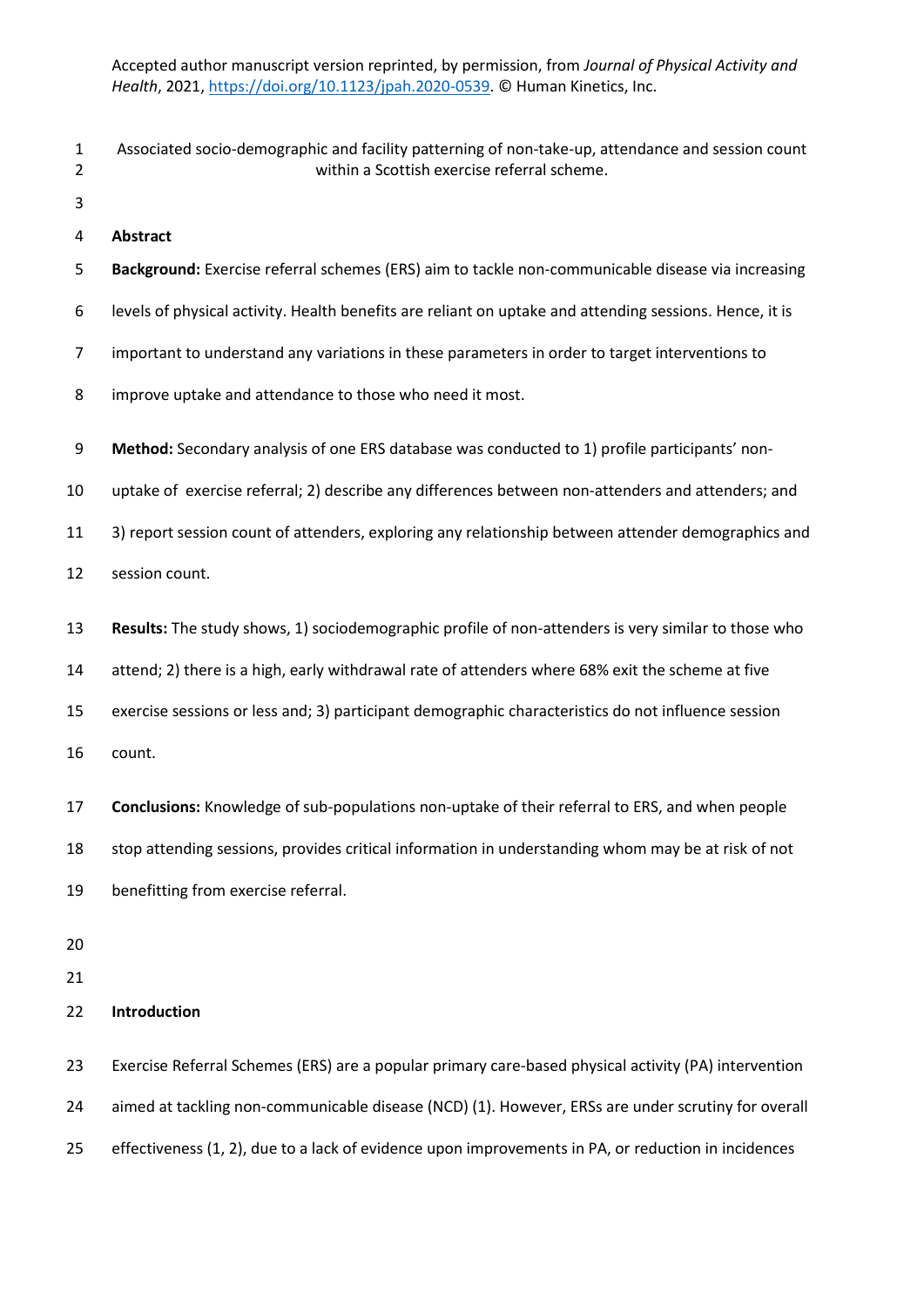Accepted author manuscript version reprinted, by permission, from *Journal of Physical Activity and Health*, 2021, https://doi.org/10.1123/jpah.2020-0539. © Human Kinetics, Inc.

# Associated socio-demographic and facility patterning of non-take-up, attendance and session count within a Scottish exercise referral scheme.

## Abstract

**Background:** Exercise referral schemes (ERS) aim to tackle non-communicable disease via increasing levels of physical activity. Health benefits are reliant on uptake and attending sessions. Hence, it is important to understand any variations in these parameters in order to target interventions to improve uptake and attendance to those who need it most.

**Method:** Secondary analysis of one ERS database was conducted to 1) profile participants' non-uptake of exercise referral; 2) describe any differences between non-attenders and attenders; and 3) report session count of attenders, exploring any relationship between attender demographics and session count.

**Results:** The study shows, 1) sociodemographic profile of non-attenders is very similar to those who attend; 2) there is a high, early withdrawal rate of attenders where 68% exit the scheme at five exercise sessions or less and; 3) participant demographic characteristics do not influence session count.

**Conclusions:** Knowledge of sub-populations non-uptake of their referral to ERS, and when people stop attending sessions, provides critical information in understanding whom may be at risk of not benefitting from exercise referral.

## Introduction

Exercise Referral Schemes (ERS) are a popular primary care-based physical activity (PA) intervention aimed at tackling non-communicable disease (NCD) (1). However, ERSs are under scrutiny for overall effectiveness (1, 2), due to a lack of evidence upon improvements in PA, or reduction in incidences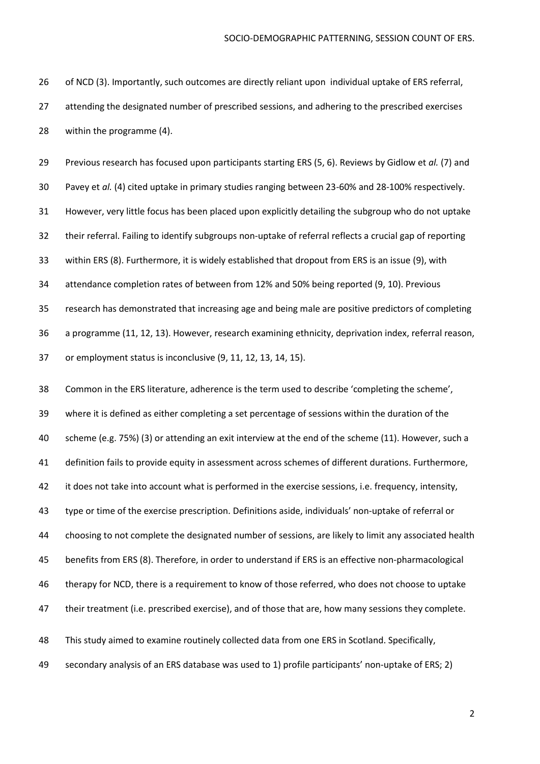of NCD (3). Importantly, such outcomes are directly reliant upon individual uptake of ERS referral, attending the designated number of prescribed sessions, and adhering to the prescribed exercises within the programme (4).

Previous research has focused upon participants starting ERS (5, 6). Reviews by Gidlow et *al.* (7) and Pavey et *al.* (4) cited uptake in primary studies ranging between 23-60% and 28-100% respectively. However, very little focus has been placed upon explicitly detailing the subgroup who do not uptake their referral. Failing to identify subgroups non-uptake of referral reflects a crucial gap of reporting within ERS (8). Furthermore, it is widely established that dropout from ERS is an issue (9), with attendance completion rates of between from 12% and 50% being reported (9, 10). Previous research has demonstrated that increasing age and being male are positive predictors of completing a programme (11, 12, 13). However, research examining ethnicity, deprivation index, referral reason, or employment status is inconclusive (9, 11, 12, 13, 14, 15).

Common in the ERS literature, adherence is the term used to describe 'completing the scheme', where it is defined as either completing a set percentage of sessions within the duration of the scheme (e.g. 75%) (3) or attending an exit interview at the end of the scheme (11). However, such a definition fails to provide equity in assessment across schemes of different durations. Furthermore, it does not take into account what is performed in the exercise sessions, i.e. frequency, intensity, type or time of the exercise prescription. Definitions aside, individuals' non-uptake of referral or choosing to not complete the designated number of sessions, are likely to limit any associated health benefits from ERS (8). Therefore, in order to understand if ERS is an effective non-pharmacological therapy for NCD, there is a requirement to know of those referred, who does not choose to uptake their treatment (i.e. prescribed exercise), and of those that are, how many sessions they complete.

This study aimed to examine routinely collected data from one ERS in Scotland. Specifically, secondary analysis of an ERS database was used to 1) profile participants' non-uptake of ERS; 2)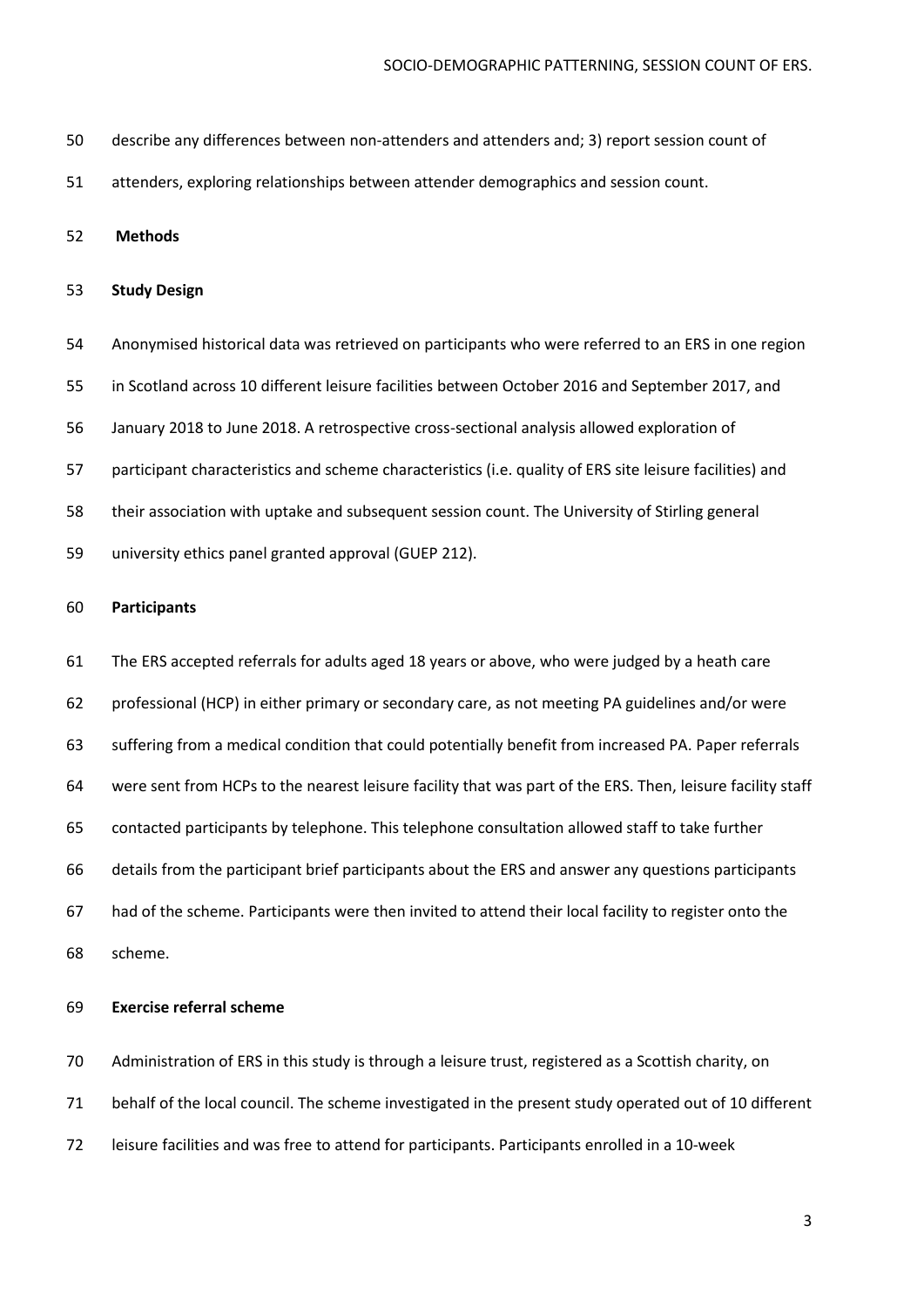describe any differences between non-attenders and attenders and; 3) report session count of attenders, exploring relationships between attender demographics and session count.

## Methods

### Study Design

Anonymised historical data was retrieved on participants who were referred to an ERS in one region in Scotland across 10 different leisure facilities between October 2016 and September 2017, and January 2018 to June 2018. A retrospective cross-sectional analysis allowed exploration of participant characteristics and scheme characteristics (i.e. quality of ERS site leisure facilities) and their association with uptake and subsequent session count. The University of Stirling general university ethics panel granted approval (GUEP 212).

### Participants

The ERS accepted referrals for adults aged 18 years or above, who were judged by a heath care professional (HCP) in either primary or secondary care, as not meeting PA guidelines and/or were suffering from a medical condition that could potentially benefit from increased PA. Paper referrals were sent from HCPs to the nearest leisure facility that was part of the ERS. Then, leisure facility staff contacted participants by telephone. This telephone consultation allowed staff to take further details from the participant brief participants about the ERS and answer any questions participants had of the scheme. Participants were then invited to attend their local facility to register onto the scheme.

### Exercise referral scheme

Administration of ERS in this study is through a leisure trust, registered as a Scottish charity, on behalf of the local council. The scheme investigated in the present study operated out of 10 different leisure facilities and was free to attend for participants. Participants enrolled in a 10-week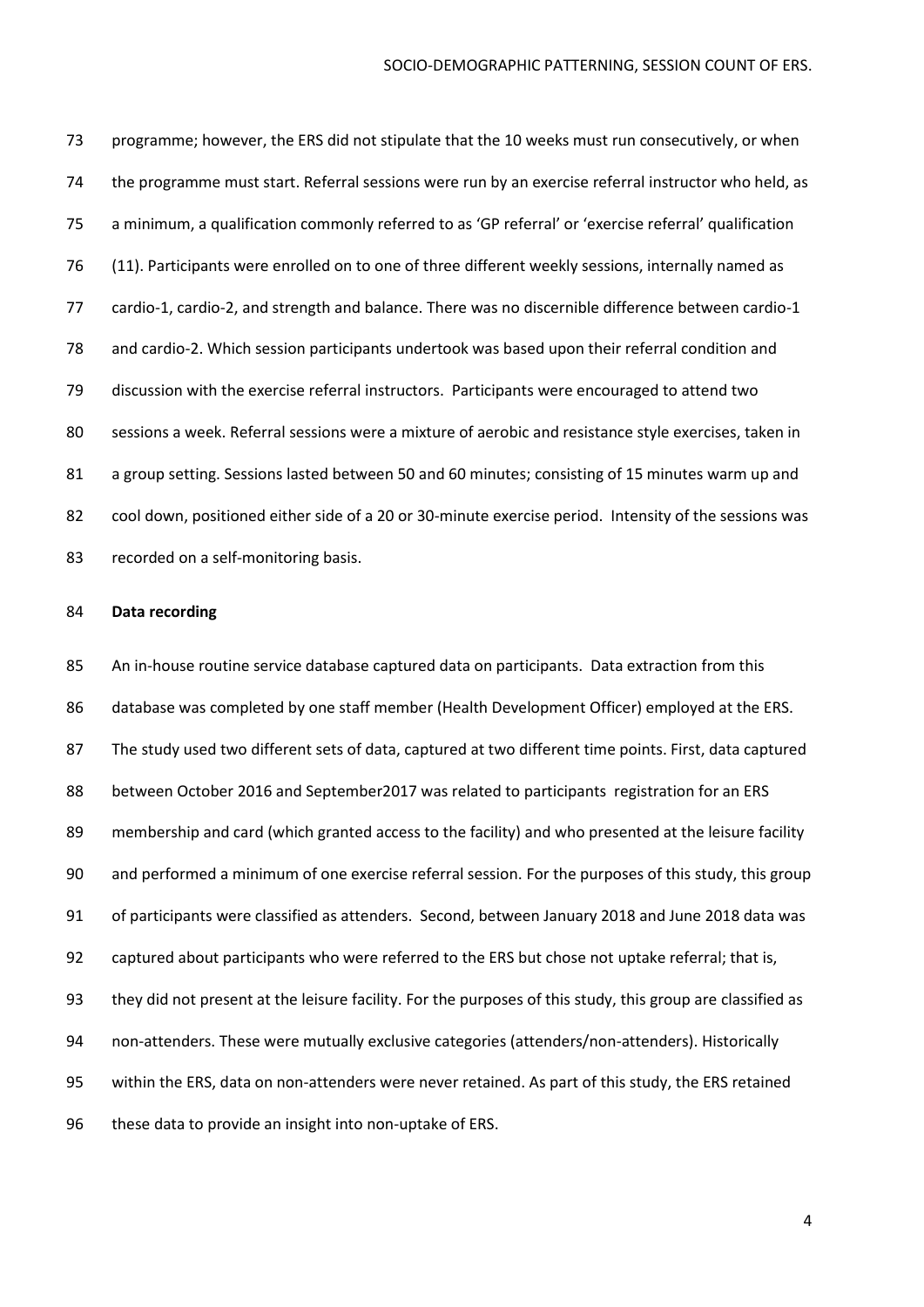programme; however, the ERS did not stipulate that the 10 weeks must run consecutively, or when the programme must start. Referral sessions were run by an exercise referral instructor who held, as a minimum, a qualification commonly referred to as 'GP referral' or 'exercise referral' qualification (11). Participants were enrolled on to one of three different weekly sessions, internally named as cardio-1, cardio-2, and strength and balance. There was no discernible difference between cardio-1 and cardio-2. Which session participants undertook was based upon their referral condition and discussion with the exercise referral instructors. Participants were encouraged to attend two sessions a week. Referral sessions were a mixture of aerobic and resistance style exercises, taken in a group setting. Sessions lasted between 50 and 60 minutes; consisting of 15 minutes warm up and cool down, positioned either side of a 20 or 30-minute exercise period. Intensity of the sessions was recorded on a self-monitoring basis.

**Data recording**

An in-house routine service database captured data on participants. Data extraction from this database was completed by one staff member (Health Development Officer) employed at the ERS. The study used two different sets of data, captured at two different time points. First, data captured between October 2016 and September2017 was related to participants registration for an ERS membership and card (which granted access to the facility) and who presented at the leisure facility and performed a minimum of one exercise referral session. For the purposes of this study, this group of participants were classified as attenders. Second, between January 2018 and June 2018 data was captured about participants who were referred to the ERS but chose not uptake referral; that is, they did not present at the leisure facility. For the purposes of this study, this group are classified as non-attenders. These were mutually exclusive categories (attenders/non-attenders). Historically within the ERS, data on non-attenders were never retained. As part of this study, the ERS retained these data to provide an insight into non-uptake of ERS.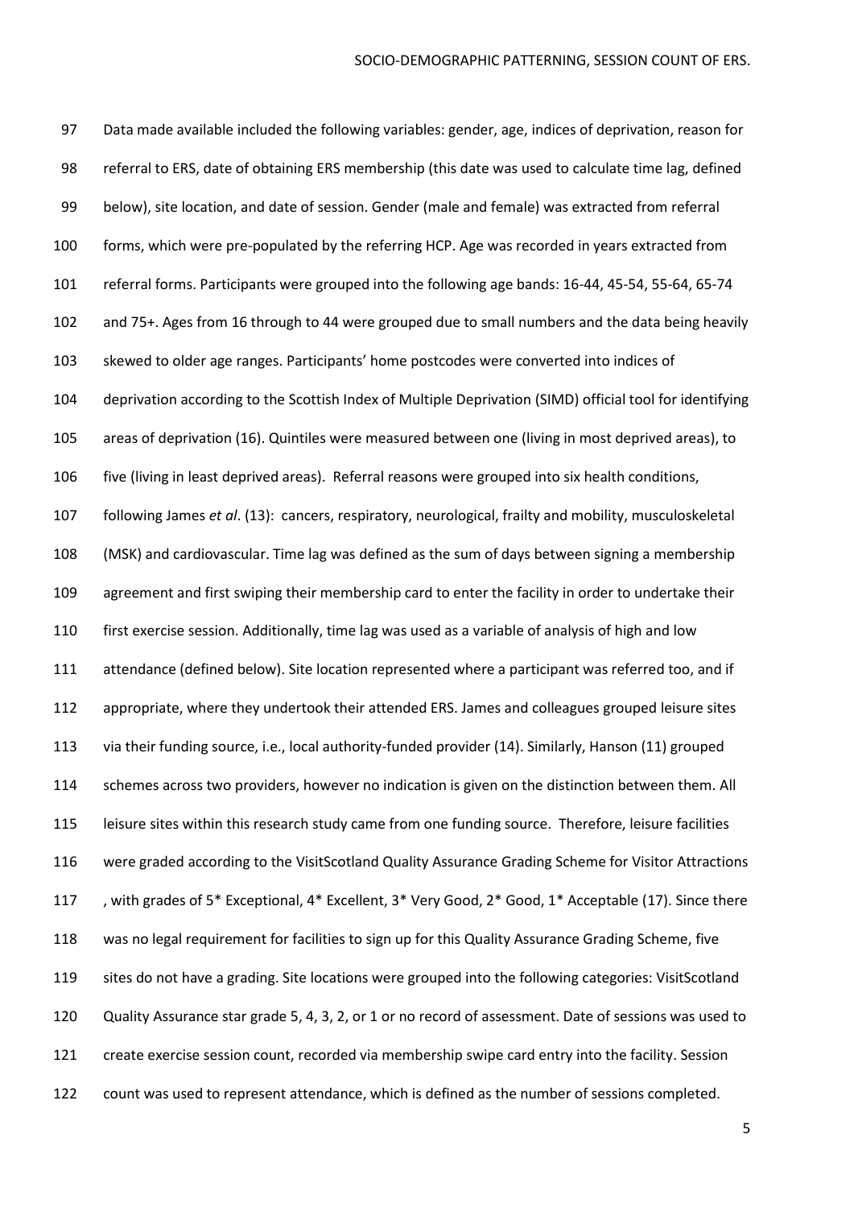Data made available included the following variables: gender, age, indices of deprivation, reason for referral to ERS, date of obtaining ERS membership (this date was used to calculate time lag, defined below), site location, and date of session. Gender (male and female) was extracted from referral forms, which were pre-populated by the referring HCP. Age was recorded in years extracted from referral forms. Participants were grouped into the following age bands: 16-44, 45-54, 55-64, 65-74 and 75+. Ages from 16 through to 44 were grouped due to small numbers and the data being heavily skewed to older age ranges. Participants' home postcodes were converted into indices of deprivation according to the Scottish Index of Multiple Deprivation (SIMD) official tool for identifying areas of deprivation (16). Quintiles were measured between one (living in most deprived areas), to five (living in least deprived areas). Referral reasons were grouped into six health conditions, following James *et al*. (13): cancers, respiratory, neurological, frailty and mobility, musculoskeletal (MSK) and cardiovascular. Time lag was defined as the sum of days between signing a membership agreement and first swiping their membership card to enter the facility in order to undertake their first exercise session. Additionally, time lag was used as a variable of analysis of high and low attendance (defined below). Site location represented where a participant was referred too, and if appropriate, where they undertook their attended ERS. James and colleagues grouped leisure sites via their funding source, i.e., local authority-funded provider (14). Similarly, Hanson (11) grouped schemes across two providers, however no indication is given on the distinction between them. All leisure sites within this research study came from one funding source. Therefore, leisure facilities were graded according to the VisitScotland Quality Assurance Grading Scheme for Visitor Attractions , with grades of 5* Exceptional, 4* Excellent, 3* Very Good, 2* Good, 1* Acceptable (17). Since there was no legal requirement for facilities to sign up for this Quality Assurance Grading Scheme, five sites do not have a grading. Site locations were grouped into the following categories: VisitScotland Quality Assurance star grade 5, 4, 3, 2, or 1 or no record of assessment. Date of sessions was used to create exercise session count, recorded via membership swipe card entry into the facility. Session count was used to represent attendance, which is defined as the number of sessions completed.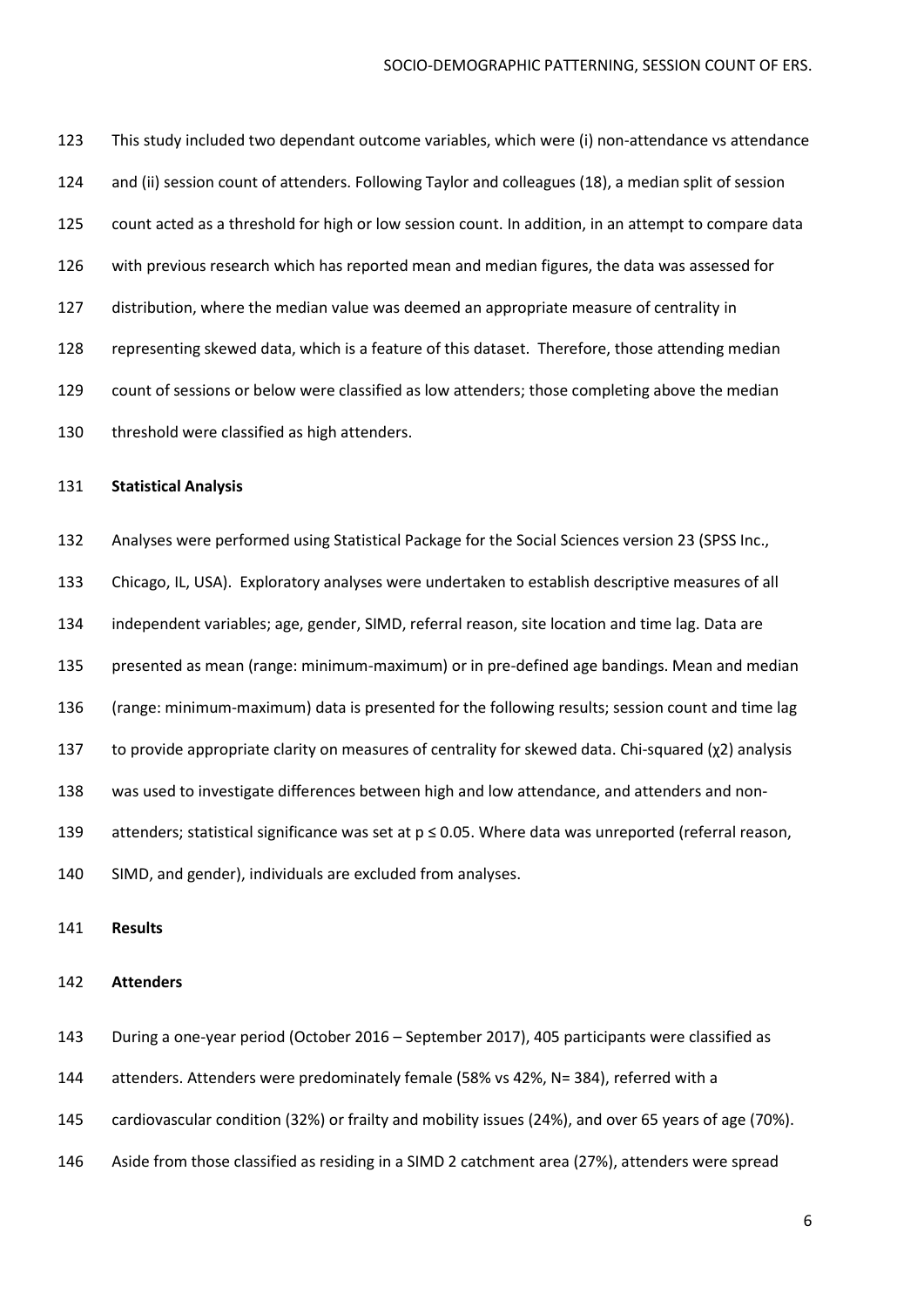This study included two dependant outcome variables, which were (i) non-attendance vs attendance and (ii) session count of attenders. Following Taylor and colleagues (18), a median split of session count acted as a threshold for high or low session count. In addition, in an attempt to compare data with previous research which has reported mean and median figures, the data was assessed for distribution, where the median value was deemed an appropriate measure of centrality in representing skewed data, which is a feature of this dataset. Therefore, those attending median count of sessions or below were classified as low attenders; those completing above the median threshold were classified as high attenders.

**Statistical Analysis**

Analyses were performed using Statistical Package for the Social Sciences version 23 (SPSS Inc., Chicago, IL, USA). Exploratory analyses were undertaken to establish descriptive measures of all independent variables; age, gender, SIMD, referral reason, site location and time lag. Data are presented as mean (range: minimum-maximum) or in pre-defined age bandings. Mean and median (range: minimum-maximum) data is presented for the following results; session count and time lag to provide appropriate clarity on measures of centrality for skewed data. Chi-squared ($\chi^2$) analysis was used to investigate differences between high and low attendance, and attenders and non-attenders; statistical significance was set at $p \leq 0.05$. Where data was unreported (referral reason, SIMD, and gender), individuals are excluded from analyses.

**Results**

**Attenders**

During a one-year period (October 2016 – September 2017), 405 participants were classified as attenders. Attenders were predominately female (58% vs 42%, N= 384), referred with a cardiovascular condition (32%) or frailty and mobility issues (24%), and over 65 years of age (70%). Aside from those classified as residing in a SIMD 2 catchment area (27%), attenders were spread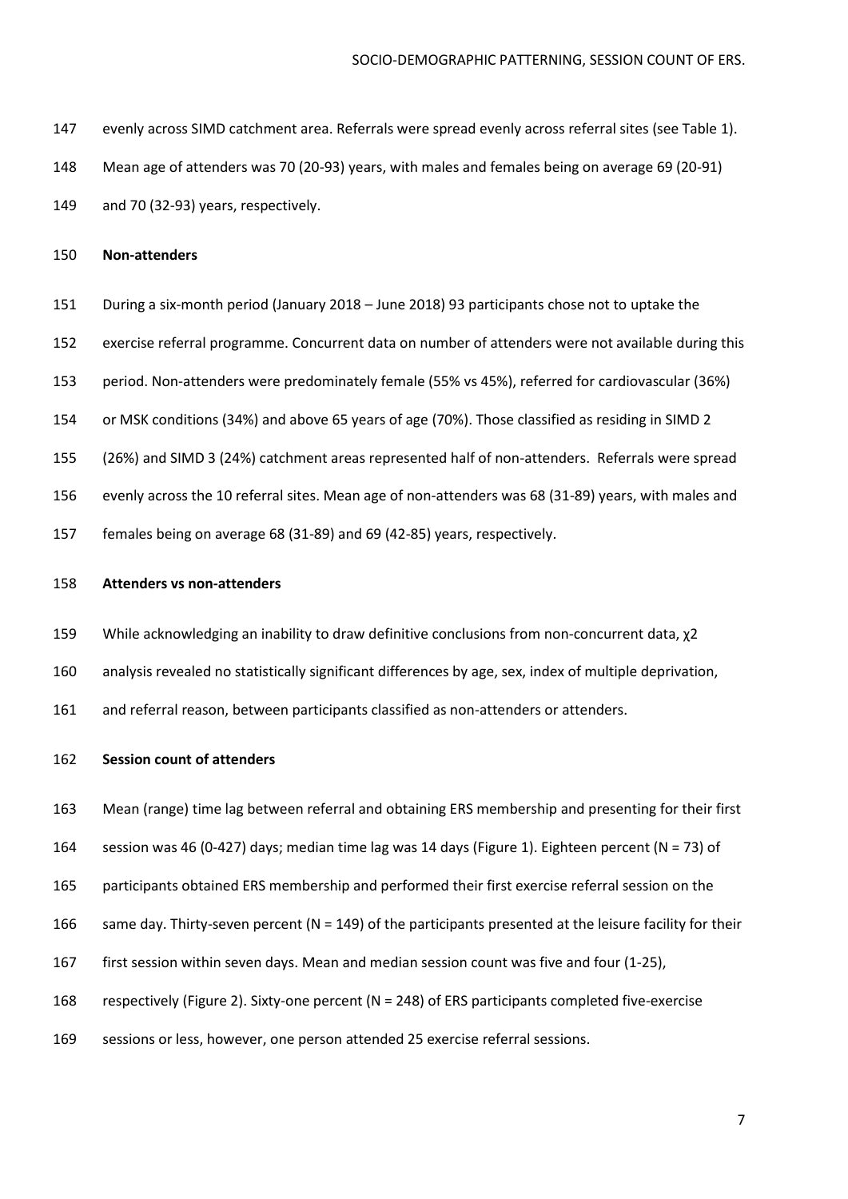evenly across SIMD catchment area. Referrals were spread evenly across referral sites (see Table 1). Mean age of attenders was 70 (20-93) years, with males and females being on average 69 (20-91) and 70 (32-93) years, respectively.

**Non-attenders**

During a six-month period (January 2018 – June 2018) 93 participants chose not to uptake the exercise referral programme. Concurrent data on number of attenders were not available during this period. Non-attenders were predominately female (55% vs 45%), referred for cardiovascular (36%) or MSK conditions (34%) and above 65 years of age (70%). Those classified as residing in SIMD 2 (26%) and SIMD 3 (24%) catchment areas represented half of non-attenders. Referrals were spread evenly across the 10 referral sites. Mean age of non-attenders was 68 (31-89) years, with males and females being on average 68 (31-89) and 69 (42-85) years, respectively.

**Attenders vs non-attenders**

While acknowledging an inability to draw definitive conclusions from non-concurrent data, $\chi^2$ analysis revealed no statistically significant differences by age, sex, index of multiple deprivation, and referral reason, between participants classified as non-attenders or attenders.

**Session count of attenders**

Mean (range) time lag between referral and obtaining ERS membership and presenting for their first session was 46 (0-427) days; median time lag was 14 days (Figure 1). Eighteen percent (N = 73) of participants obtained ERS membership and performed their first exercise referral session on the same day. Thirty-seven percent (N = 149) of the participants presented at the leisure facility for their first session within seven days. Mean and median session count was five and four (1-25), respectively (Figure 2). Sixty-one percent (N = 248) of ERS participants completed five-exercise sessions or less, however, one person attended 25 exercise referral sessions.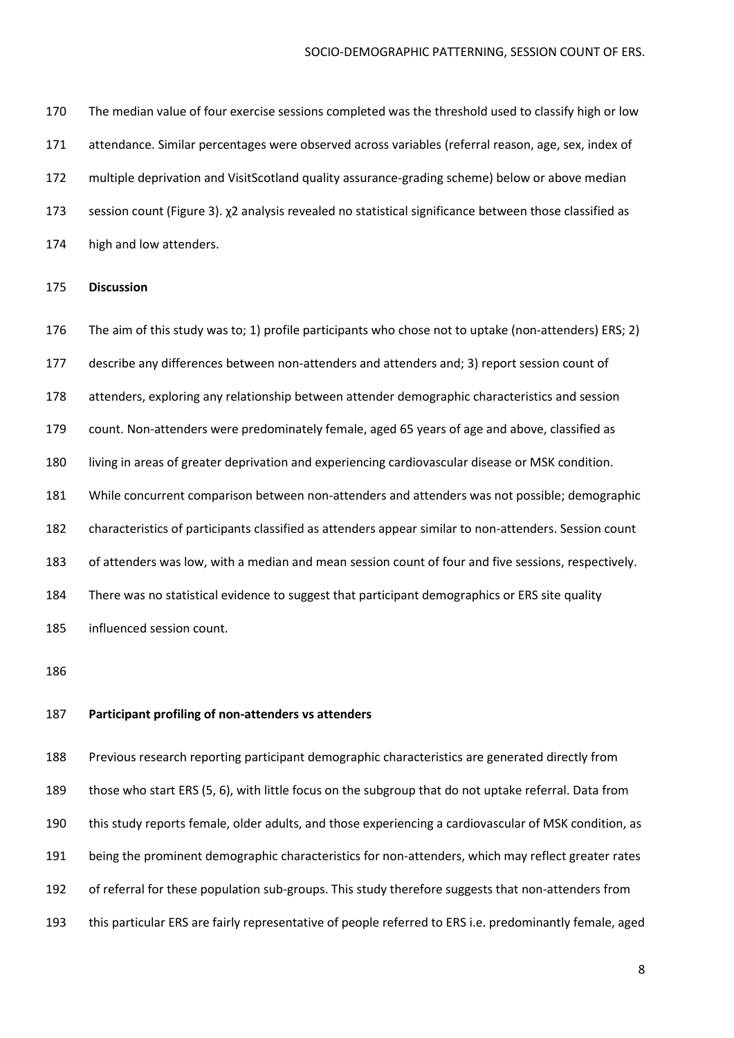The median value of four exercise sessions completed was the threshold used to classify high or low attendance. Similar percentages were observed across variables (referral reason, age, sex, index of multiple deprivation and VisitScotland quality assurance-grading scheme) below or above median session count (Figure 3). $\chi^2$ analysis revealed no statistical significance between those classified as high and low attenders.

## Discussion

The aim of this study was to; 1) profile participants who chose not to uptake (non-attenders) ERS; 2) describe any differences between non-attenders and attenders and; 3) report session count of attenders, exploring any relationship between attender demographic characteristics and session count. Non-attenders were predominately female, aged 65 years of age and above, classified as living in areas of greater deprivation and experiencing cardiovascular disease or MSK condition. While concurrent comparison between non-attenders and attenders was not possible; demographic characteristics of participants classified as attenders appear similar to non-attenders. Session count of attenders was low, with a median and mean session count of four and five sessions, respectively. There was no statistical evidence to suggest that participant demographics or ERS site quality influenced session count.

### Participant profiling of non-attenders vs attenders

Previous research reporting participant demographic characteristics are generated directly from those who start ERS (5, 6), with little focus on the subgroup that do not uptake referral. Data from this study reports female, older adults, and those experiencing a cardiovascular of MSK condition, as being the prominent demographic characteristics for non-attenders, which may reflect greater rates of referral for these population sub-groups. This study therefore suggests that non-attenders from this particular ERS are fairly representative of people referred to ERS i.e. predominantly female, aged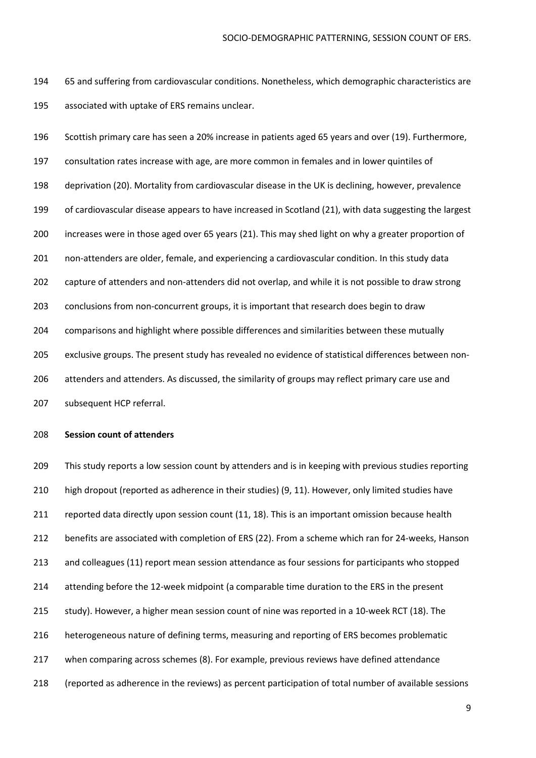65 and suffering from cardiovascular conditions. Nonetheless, which demographic characteristics are associated with uptake of ERS remains unclear.

Scottish primary care has seen a 20% increase in patients aged 65 years and over (19). Furthermore, consultation rates increase with age, are more common in females and in lower quintiles of deprivation (20). Mortality from cardiovascular disease in the UK is declining, however, prevalence of cardiovascular disease appears to have increased in Scotland (21), with data suggesting the largest increases were in those aged over 65 years (21). This may shed light on why a greater proportion of non-attenders are older, female, and experiencing a cardiovascular condition. In this study data capture of attenders and non-attenders did not overlap, and while it is not possible to draw strong conclusions from non-concurrent groups, it is important that research does begin to draw comparisons and highlight where possible differences and similarities between these mutually exclusive groups. The present study has revealed no evidence of statistical differences between non-attenders and attenders. As discussed, the similarity of groups may reflect primary care use and subsequent HCP referral.

**Session count of attenders**

This study reports a low session count by attenders and is in keeping with previous studies reporting high dropout (reported as adherence in their studies) (9, 11). However, only limited studies have reported data directly upon session count (11, 18). This is an important omission because health benefits are associated with completion of ERS (22). From a scheme which ran for 24-weeks, Hanson and colleagues (11) report mean session attendance as four sessions for participants who stopped attending before the 12-week midpoint (a comparable time duration to the ERS in the present study). However, a higher mean session count of nine was reported in a 10-week RCT (18). The heterogeneous nature of defining terms, measuring and reporting of ERS becomes problematic when comparing across schemes (8). For example, previous reviews have defined attendance (reported as adherence in the reviews) as percent participation of total number of available sessions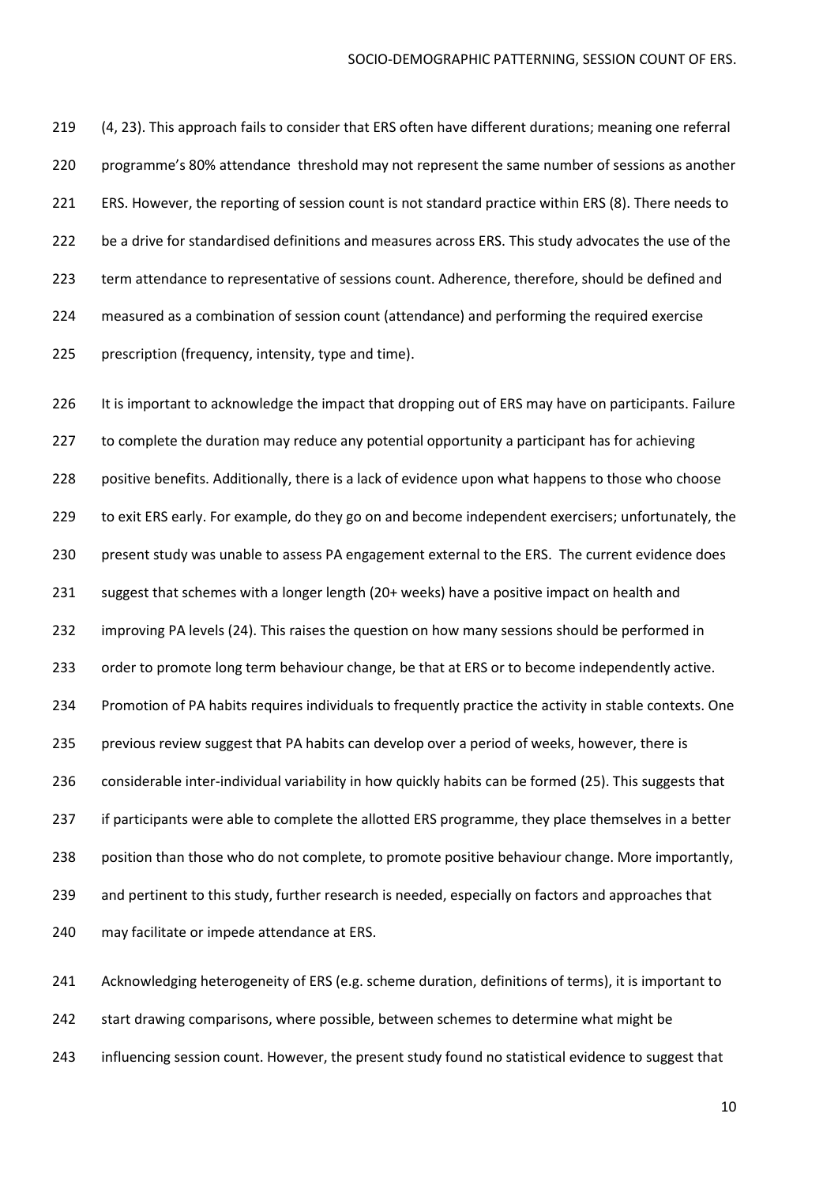(4, 23). This approach fails to consider that ERS often have different durations; meaning one referral programme's 80% attendance threshold may not represent the same number of sessions as another ERS. However, the reporting of session count is not standard practice within ERS (8). There needs to be a drive for standardised definitions and measures across ERS. This study advocates the use of the term attendance to representative of sessions count. Adherence, therefore, should be defined and measured as a combination of session count (attendance) and performing the required exercise prescription (frequency, intensity, type and time).

It is important to acknowledge the impact that dropping out of ERS may have on participants. Failure to complete the duration may reduce any potential opportunity a participant has for achieving positive benefits. Additionally, there is a lack of evidence upon what happens to those who choose to exit ERS early. For example, do they go on and become independent exercisers; unfortunately, the present study was unable to assess PA engagement external to the ERS. The current evidence does suggest that schemes with a longer length (20+ weeks) have a positive impact on health and improving PA levels (24). This raises the question on how many sessions should be performed in order to promote long term behaviour change, be that at ERS or to become independently active. Promotion of PA habits requires individuals to frequently practice the activity in stable contexts. One previous review suggest that PA habits can develop over a period of weeks, however, there is considerable inter-individual variability in how quickly habits can be formed (25). This suggests that if participants were able to complete the allotted ERS programme, they place themselves in a better position than those who do not complete, to promote positive behaviour change. More importantly, and pertinent to this study, further research is needed, especially on factors and approaches that may facilitate or impede attendance at ERS.

Acknowledging heterogeneity of ERS (e.g. scheme duration, definitions of terms), it is important to start drawing comparisons, where possible, between schemes to determine what might be influencing session count. However, the present study found no statistical evidence to suggest that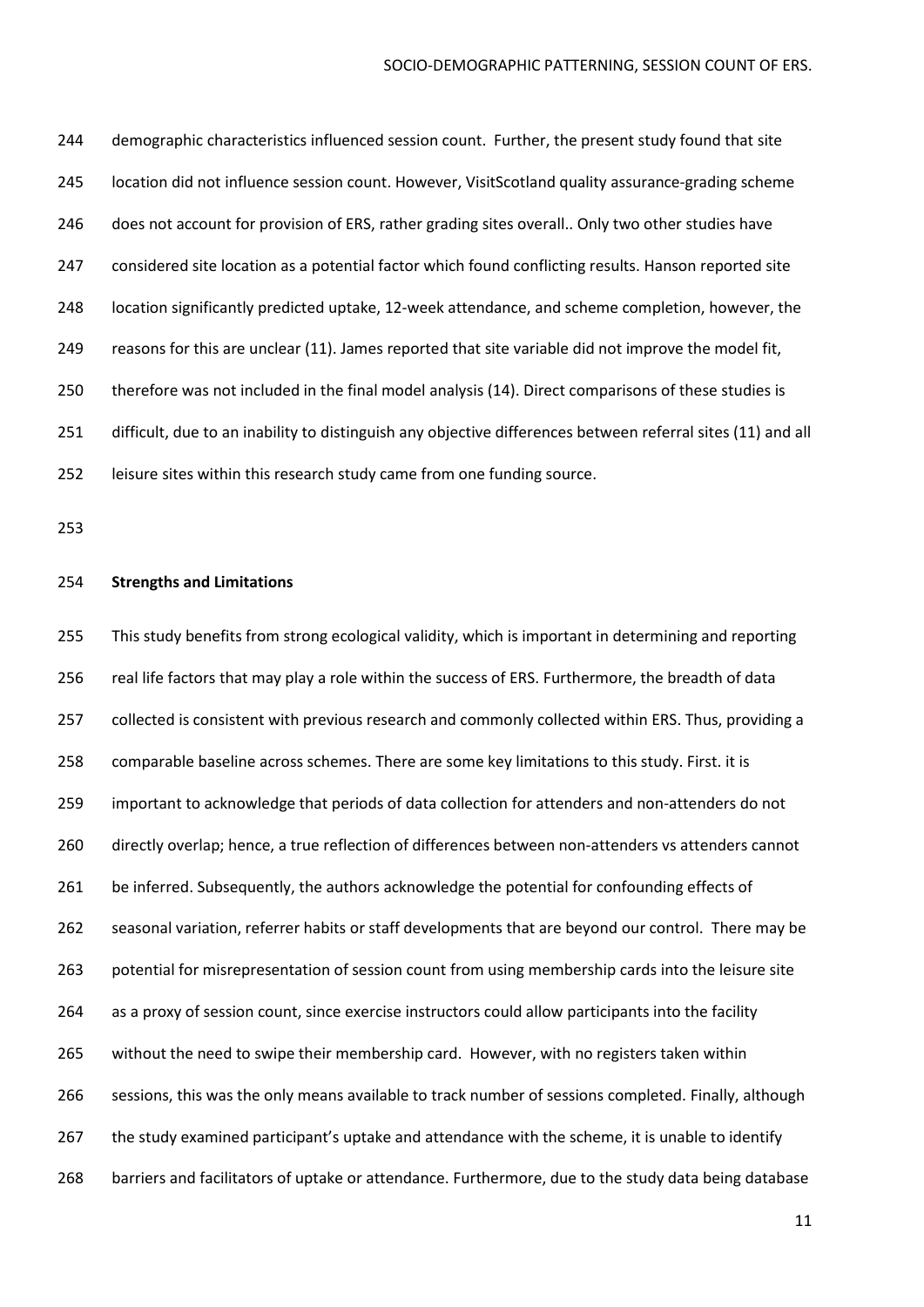demographic characteristics influenced session count. Further, the present study found that site location did not influence session count. However, VisitScotland quality assurance-grading scheme does not account for provision of ERS, rather grading sites overall.. Only two other studies have considered site location as a potential factor which found conflicting results. Hanson reported site location significantly predicted uptake, 12-week attendance, and scheme completion, however, the reasons for this are unclear (11). James reported that site variable did not improve the model fit, therefore was not included in the final model analysis (14). Direct comparisons of these studies is difficult, due to an inability to distinguish any objective differences between referral sites (11) and all leisure sites within this research study came from one funding source.

**Strengths and Limitations**

This study benefits from strong ecological validity, which is important in determining and reporting real life factors that may play a role within the success of ERS. Furthermore, the breadth of data collected is consistent with previous research and commonly collected within ERS. Thus, providing a comparable baseline across schemes. There are some key limitations to this study. First. it is important to acknowledge that periods of data collection for attenders and non-attenders do not directly overlap; hence, a true reflection of differences between non-attenders vs attenders cannot be inferred. Subsequently, the authors acknowledge the potential for confounding effects of seasonal variation, referrer habits or staff developments that are beyond our control. There may be potential for misrepresentation of session count from using membership cards into the leisure site as a proxy of session count, since exercise instructors could allow participants into the facility without the need to swipe their membership card. However, with no registers taken within sessions, this was the only means available to track number of sessions completed. Finally, although the study examined participant's uptake and attendance with the scheme, it is unable to identify barriers and facilitators of uptake or attendance. Furthermore, due to the study data being database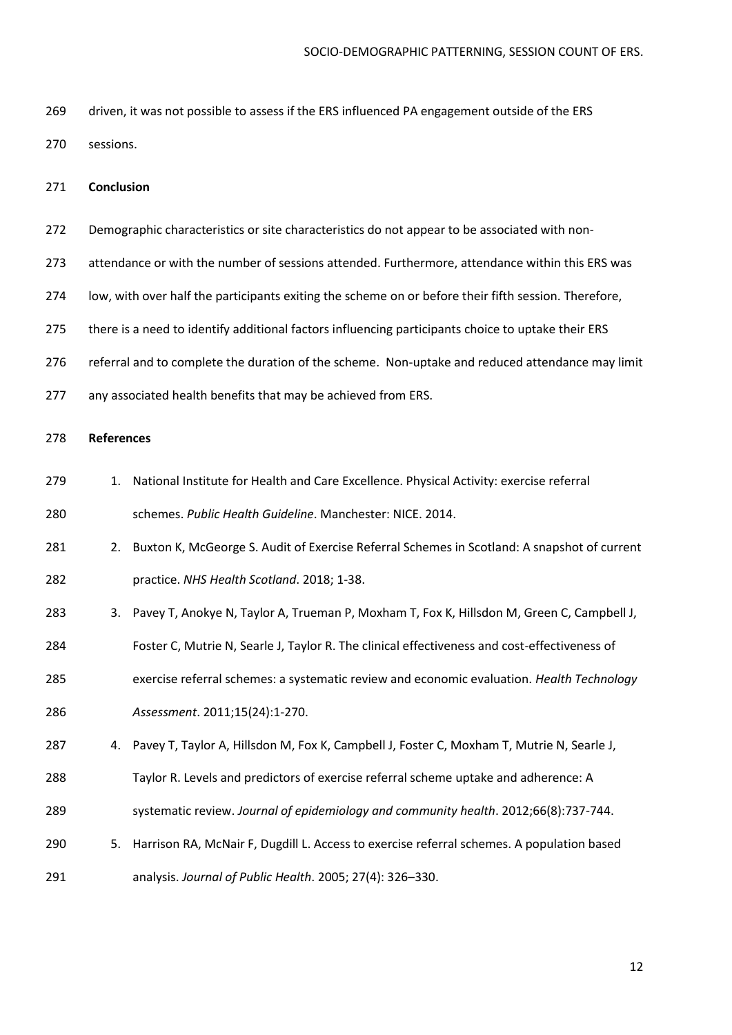driven, it was not possible to assess if the ERS influenced PA engagement outside of the ERS sessions.

## Conclusion

Demographic characteristics or site characteristics do not appear to be associated with non-attendance or with the number of sessions attended. Furthermore, attendance within this ERS was low, with over half the participants exiting the scheme on or before their fifth session. Therefore, there is a need to identify additional factors influencing participants choice to uptake their ERS referral and to complete the duration of the scheme. Non-uptake and reduced attendance may limit any associated health benefits that may be achieved from ERS.

## References

1. National Institute for Health and Care Excellence. Physical Activity: exercise referral schemes. *Public Health Guideline*. Manchester: NICE. 2014.
2. Buxton K, McGeorge S. Audit of Exercise Referral Schemes in Scotland: A snapshot of current practice. *NHS Health Scotland*. 2018; 1-38.
3. Pavey T, Anokye N, Taylor A, Trueman P, Moxham T, Fox K, Hillsdon M, Green C, Campbell J, Foster C, Mutrie N, Searle J, Taylor R. The clinical effectiveness and cost-effectiveness of exercise referral schemes: a systematic review and economic evaluation. *Health Technology Assessment*. 2011;15(24):1-270.
4. Pavey T, Taylor A, Hillsdon M, Fox K, Campbell J, Foster C, Moxham T, Mutrie N, Searle J, Taylor R. Levels and predictors of exercise referral scheme uptake and adherence: A systematic review. *Journal of epidemiology and community health*. 2012;66(8):737-744.
5. Harrison RA, McNair F, Dugdill L. Access to exercise referral schemes. A population based analysis. *Journal of Public Health*. 2005; 27(4): 326–330.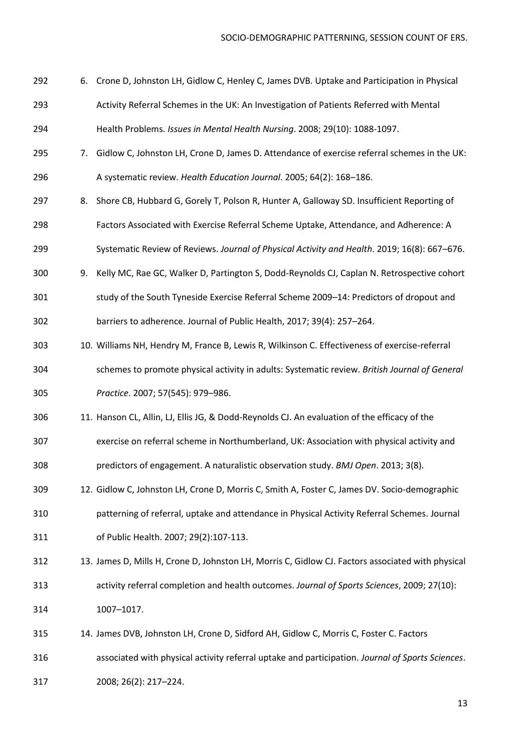6. Crone D, Johnston LH, Gidlow C, Henley C, James DVB. Uptake and Participation in Physical Activity Referral Schemes in the UK: An Investigation of Patients Referred with Mental Health Problems. *Issues in Mental Health Nursing*. 2008; 29(10): 1088-1097.
7. Gidlow C, Johnston LH, Crone D, James D. Attendance of exercise referral schemes in the UK: A systematic review. *Health Education Journal*. 2005; 64(2): 168–186.
8. Shore CB, Hubbard G, Gorely T, Polson R, Hunter A, Galloway SD. Insufficient Reporting of Factors Associated with Exercise Referral Scheme Uptake, Attendance, and Adherence: A Systematic Review of Reviews. *Journal of Physical Activity and Health*. 2019; 16(8): 667–676.
9. Kelly MC, Rae GC, Walker D, Partington S, Dodd-Reynolds CJ, Caplan N. Retrospective cohort study of the South Tyneside Exercise Referral Scheme 2009–14: Predictors of dropout and barriers to adherence. Journal of Public Health, 2017; 39(4): 257–264.
10. Williams NH, Hendry M, France B, Lewis R, Wilkinson C. Effectiveness of exercise-referral schemes to promote physical activity in adults: Systematic review. *British Journal of General Practice*. 2007; 57(545): 979–986.
11. Hanson CL, Allin, LJ, Ellis JG, & Dodd-Reynolds CJ. An evaluation of the efficacy of the exercise on referral scheme in Northumberland, UK: Association with physical activity and predictors of engagement. A naturalistic observation study. *BMJ Open*. 2013; 3(8).
12. Gidlow C, Johnston LH, Crone D, Morris C, Smith A, Foster C, James DV. Socio-demographic patterning of referral, uptake and attendance in Physical Activity Referral Schemes. Journal of Public Health. 2007; 29(2):107-113.
13. James D, Mills H, Crone D, Johnston LH, Morris C, Gidlow CJ. Factors associated with physical activity referral completion and health outcomes. *Journal of Sports Sciences*, 2009; 27(10): 1007–1017.
14. James DVB, Johnston LH, Crone D, Sidford AH, Gidlow C, Morris C, Foster C. Factors associated with physical activity referral uptake and participation. *Journal of Sports Sciences*. 2008; 26(2): 217–224.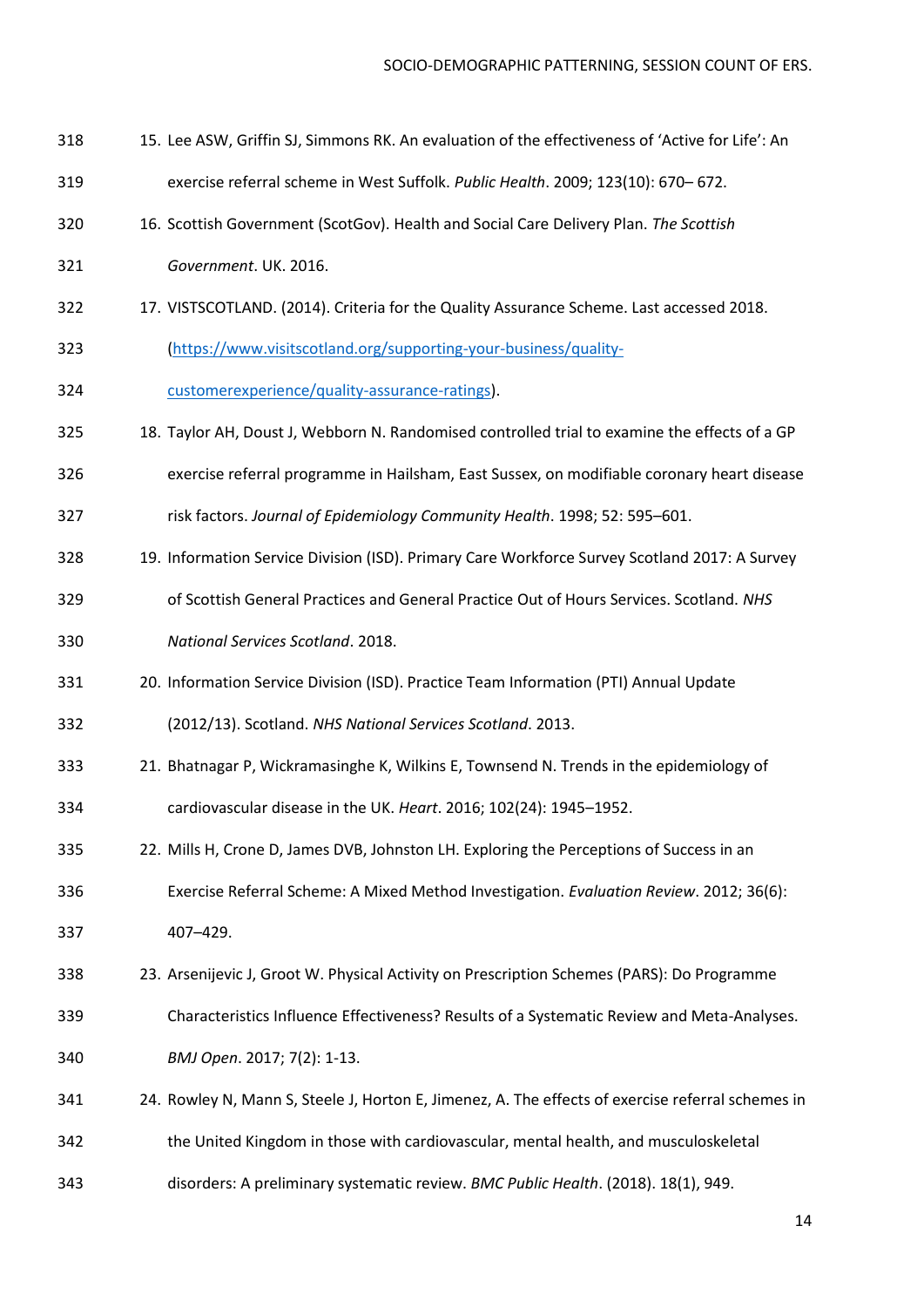15. Lee ASW, Griffin SJ, Simmons RK. An evaluation of the effectiveness of 'Active for Life': An exercise referral scheme in West Suffolk. *Public Health*. 2009; 123(10): 670– 672.
16. Scottish Government (ScotGov). Health and Social Care Delivery Plan. *The Scottish Government*. UK. 2016.
17. VISTSCOTLAND. (2014). Criteria for the Quality Assurance Scheme. Last accessed 2018. (https://www.visitscotland.org/supporting-your-business/quality-customerexperience/quality-assurance-ratings).
18. Taylor AH, Doust J, Webborn N. Randomised controlled trial to examine the effects of a GP exercise referral programme in Hailsham, East Sussex, on modifiable coronary heart disease risk factors. *Journal of Epidemiology Community Health*. 1998; 52: 595–601.
19. Information Service Division (ISD). Primary Care Workforce Survey Scotland 2017: A Survey of Scottish General Practices and General Practice Out of Hours Services. Scotland. *NHS National Services Scotland*. 2018.
20. Information Service Division (ISD). Practice Team Information (PTI) Annual Update (2012/13). Scotland. *NHS National Services Scotland*. 2013.
21. Bhatnagar P, Wickramasinghe K, Wilkins E, Townsend N. Trends in the epidemiology of cardiovascular disease in the UK. *Heart*. 2016; 102(24): 1945–1952.
22. Mills H, Crone D, James DVB, Johnston LH. Exploring the Perceptions of Success in an Exercise Referral Scheme: A Mixed Method Investigation. *Evaluation Review*. 2012; 36(6): 407–429.
23. Arsenijevic J, Groot W. Physical Activity on Prescription Schemes (PARS): Do Programme Characteristics Influence Effectiveness? Results of a Systematic Review and Meta-Analyses. *BMJ Open*. 2017; 7(2): 1-13.
24. Rowley N, Mann S, Steele J, Horton E, Jimenez, A. The effects of exercise referral schemes in the United Kingdom in those with cardiovascular, mental health, and musculoskeletal disorders: A preliminary systematic review. *BMC Public Health*. (2018). 18(1), 949.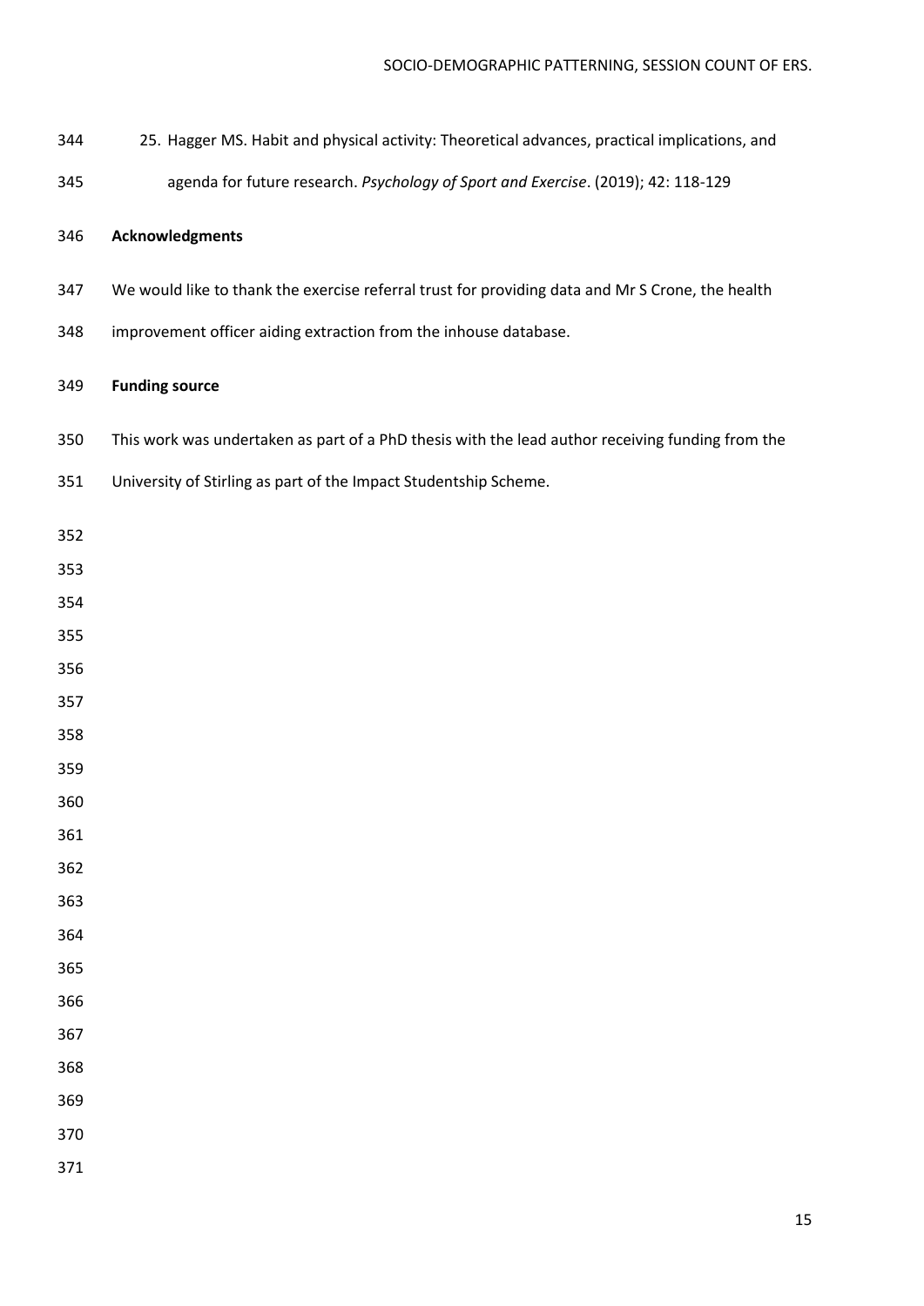25. Hagger MS. Habit and physical activity: Theoretical advances, practical implications, and agenda for future research. *Psychology of Sport and Exercise*. (2019); 42: 118-129

## Acknowledgments

We would like to thank the exercise referral trust for providing data and Mr S Crone, the health improvement officer aiding extraction from the inhouse database.

## Funding source

This work was undertaken as part of a PhD thesis with the lead author receiving funding from the University of Stirling as part of the Impact Studentship Scheme.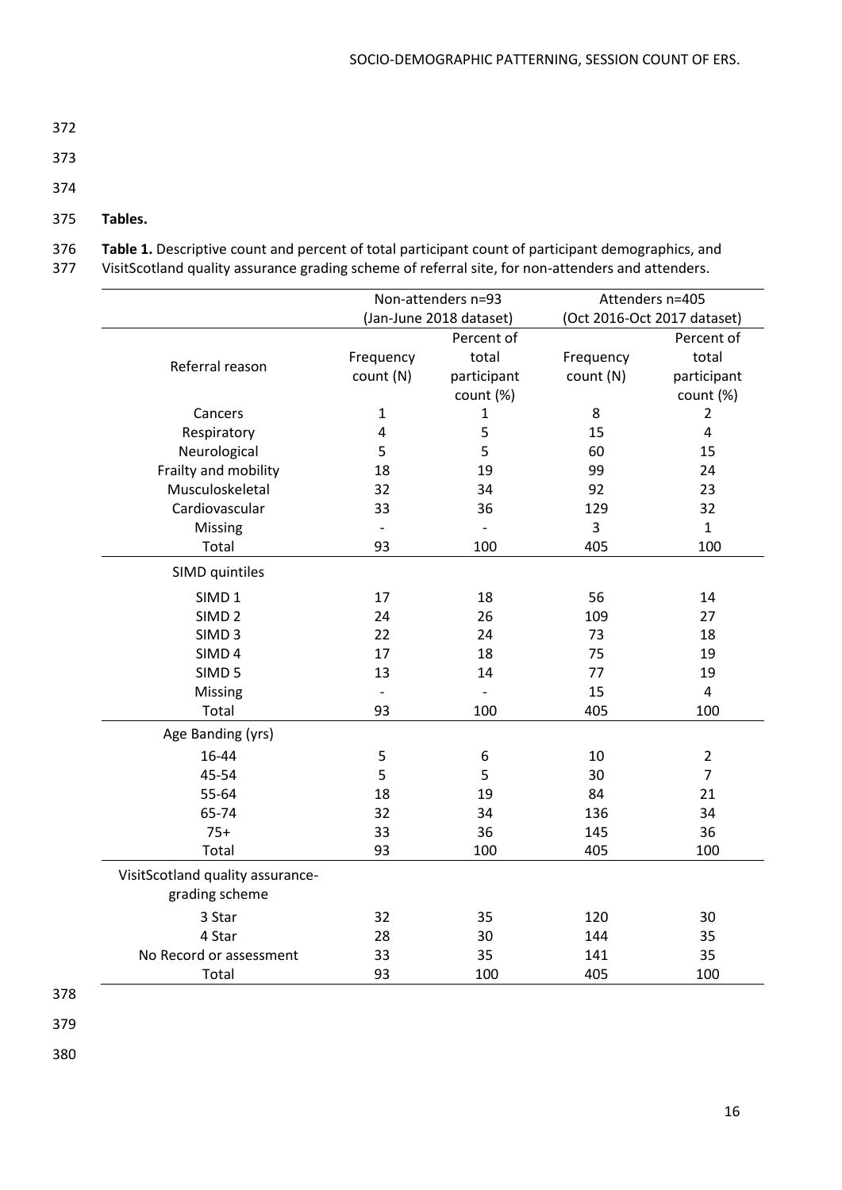**Tables.**

**Table 1.** Descriptive count and percent of total participant count of participant demographics, and VisitScotland quality assurance grading scheme of referral site, for non-attenders and attenders.

| | Non-attenders n=93 (Jan-June 2018 dataset) | | Attenders n=405 (Oct 2016-Oct 2017 dataset) | |
|---|---|---|---|---|
| Referral reason | Frequency count (N) | Percent of total participant count (%) | Frequency count (N) | Percent of total participant count (%) |
| Cancers | 1 | 1 | 8 | 2 |
| Respiratory | 4 | 5 | 15 | 4 |
| Neurological | 5 | 5 | 60 | 15 |
| Frailty and mobility | 18 | 19 | 99 | 24 |
| Musculoskeletal | 32 | 34 | 92 | 23 |
| Cardiovascular | 33 | 36 | 129 | 32 |
| Missing | - | - | 3 | 1 |
| Total | 93 | 100 | 405 | 100 |
| SIMD quintiles | | | | |
| SIMD 1 | 17 | 18 | 56 | 14 |
| SIMD 2 | 24 | 26 | 109 | 27 |
| SIMD 3 | 22 | 24 | 73 | 18 |
| SIMD 4 | 17 | 18 | 75 | 19 |
| SIMD 5 | 13 | 14 | 77 | 19 |
| Missing | - | - | 15 | 4 |
| Total | 93 | 100 | 405 | 100 |
| Age Banding (yrs) | | | | |
| 16-44 | 5 | 6 | 10 | 2 |
| 45-54 | 5 | 5 | 30 | 7 |
| 55-64 | 18 | 19 | 84 | 21 |
| 65-74 | 32 | 34 | 136 | 34 |
| 75+ | 33 | 36 | 145 | 36 |
| Total | 93 | 100 | 405 | 100 |
| VisitScotland quality assurance-grading scheme | | | | |
| 3 Star | 32 | 35 | 120 | 30 |
| 4 Star | 28 | 30 | 144 | 35 |
| No Record or assessment | 33 | 35 | 141 | 35 |
| Total | 93 | 100 | 405 | 100 |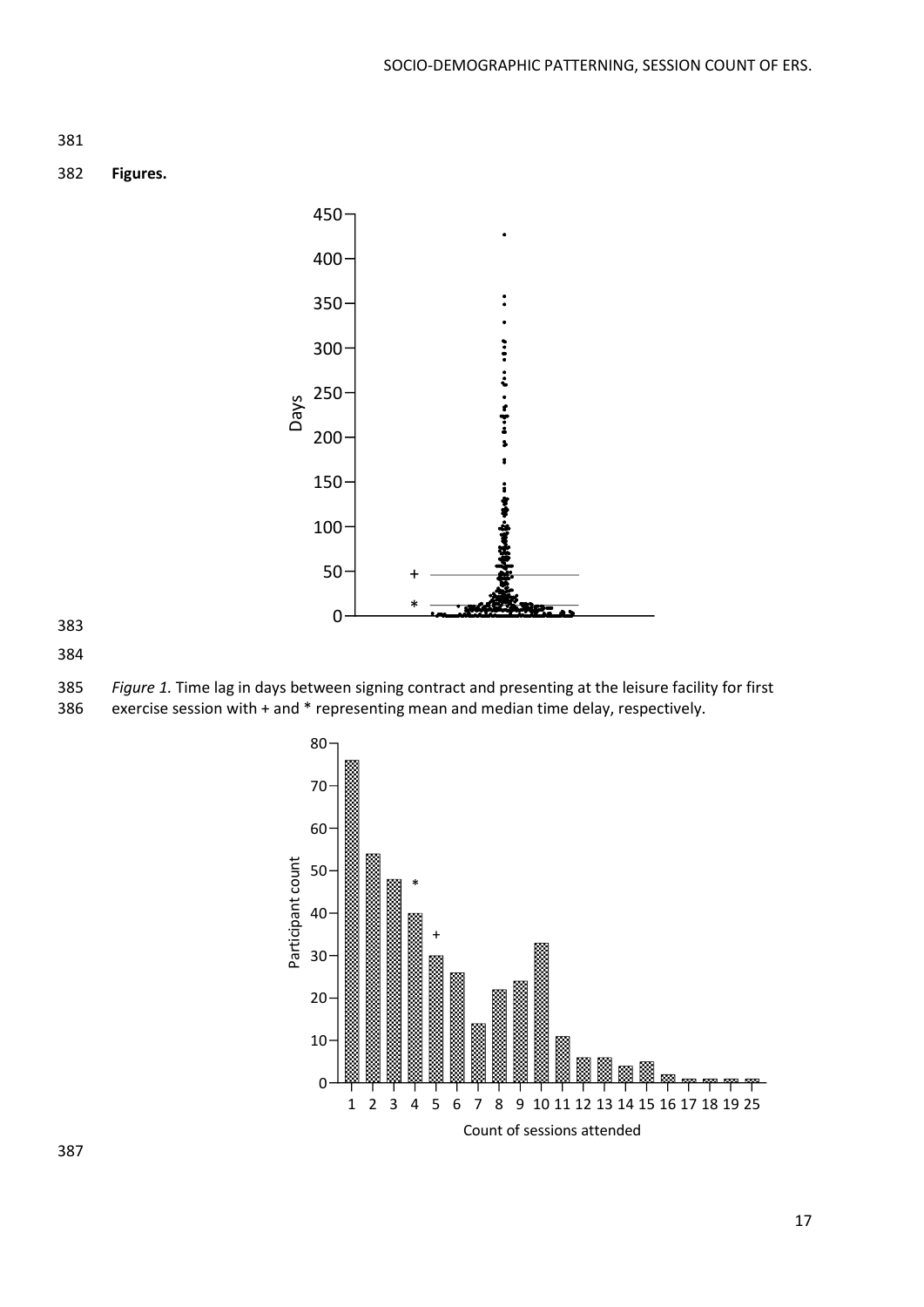**Figures.**

*Figure 1.* Time lag in days between signing contract and presenting at the leisure facility for first exercise session with + and * representing mean and median time delay, respectively.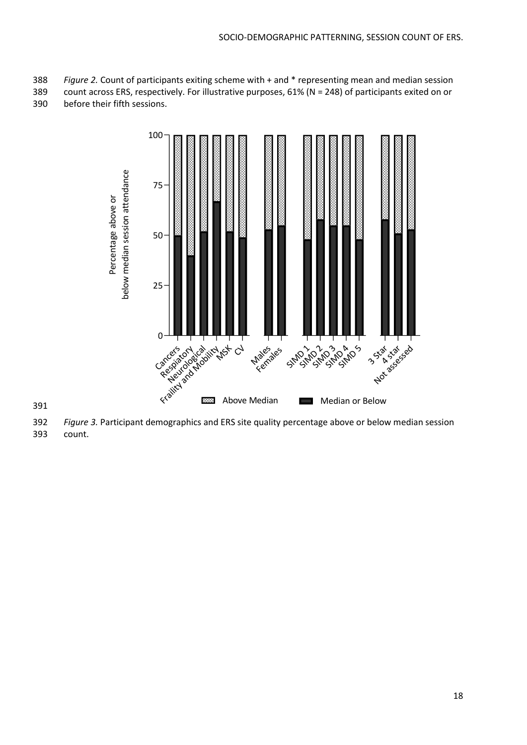*Figure 2.* Count of participants exiting scheme with + and * representing mean and median session count across ERS, respectively. For illustrative purposes, 61% (N = 248) of participants exited on or before their fifth sessions.

Percentage above or below median session attendance

100
75
50
25
0

Cancers
Respiatory
Neurological
Fraility and Mobility
MSK
CV
Males
Females
SIMD 1
SIMD 2
SIMD 3
SIMD 4
SIMD 5
3 Star
4 star
Not assessed

Above Median
Median or Below

*Figure 3.* Participant demographics and ERS site quality percentage above or below median session count.